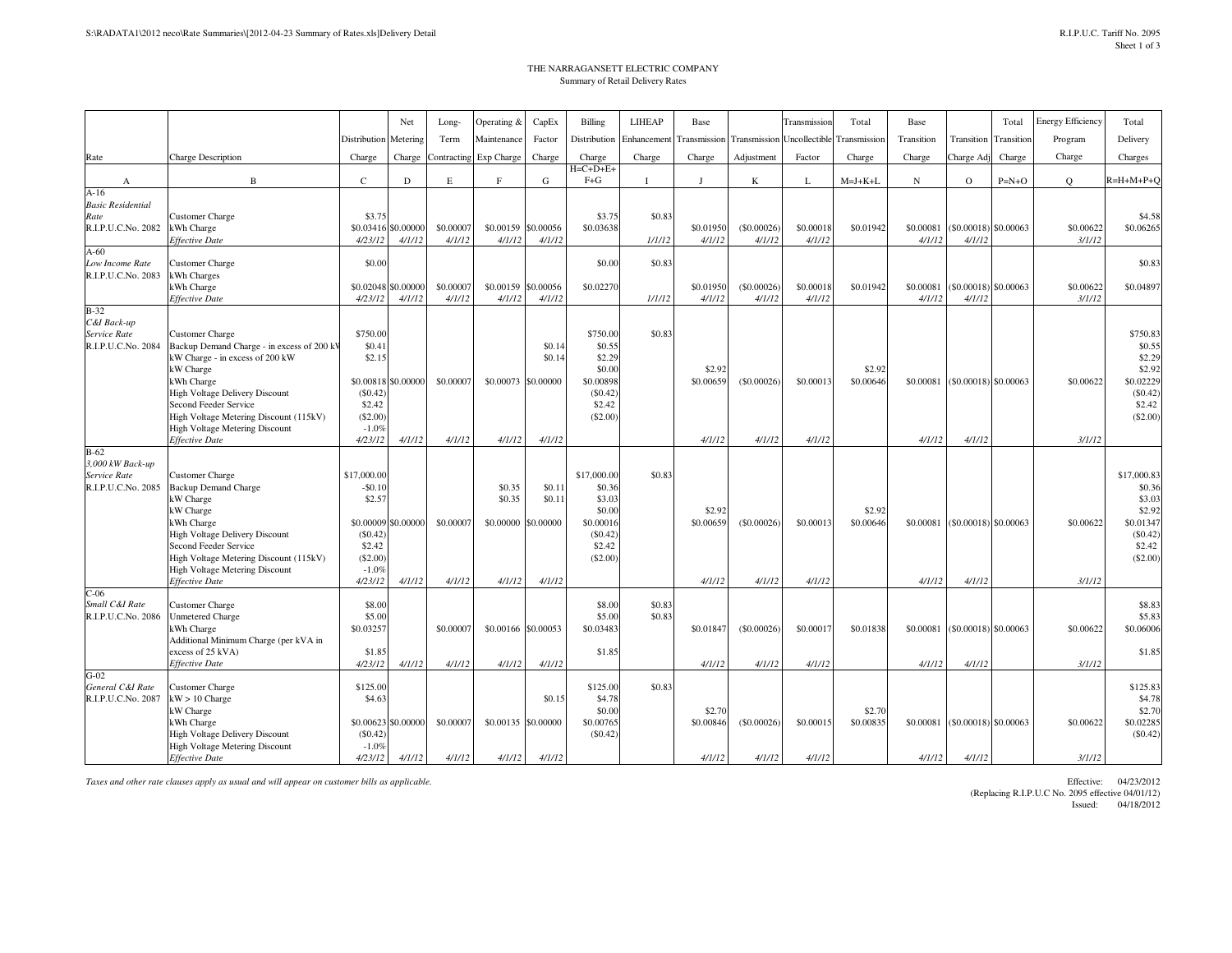# THE NARRAGANSETT ELECTRIC COMPANY

Summary of Retail Delivery Rates

| Rate | Charge Description | Distribution Charge | Net Metering Charge | Long-Term Contracting | Operating & Maintenance Exp Charge | CapEx Factor Charge | Billing Distribution Charge | LIHEAP Enhancement Charge | Base Transmission Charge | Transmission Adjustment | Transmission Uncollectible Factor | Total Transmission Charge | Base Transition Charge | Transition Charge Adj | Total Transition Charge | Energy Efficiency Program Charge | Total Delivery Charges |
|---|---|---|---|---|---|---|---|---|---|---|---|---|---|---|---|---|---|
| A | B | C | D | E | F | G | H=C+D+E+F+G | I | J | K | L | M=J+K+L | N | O | P=N+O | Q | R=H+M+P+Q |
| A-16 | | | | | | | | | | | | | | | | | |
| *Basic Residential Rate* | Customer Charge | $3.75 | | | | | $3.75 | $0.83 | | | | | | | | | $4.58 |
| R.I.P.U.C.No. 2082 | kWh Charge | $0.03416 | $0.00000 | $0.00007 | $0.00159 | $0.00056 | $0.03638 | | $0.01950 | ($0.00026) | $0.00018 | $0.01942 | $0.00081 | ($0.00018) | $0.00063 | $0.00622 | $0.06265 |
| | *Effective Date* | *4/23/12* | *4/1/12* | *4/1/12* | *4/1/12* | *4/1/12* | | *1/1/12* | *4/1/12* | *4/1/12* | *4/1/12* | | *4/1/12* | *4/1/12* | | *3/1/12* | |
| A-60 | | | | | | | | | | | | | | | | | |
| *Low Income Rate* | Customer Charge | $0.00 | | | | | $0.00 | $0.83 | | | | | | | | | $0.83 |
| R.I.P.U.C.No. 2083 | kWh Charges | | | | | | | | | | | | | | | | |
| | kWh Charge | $0.02048 | $0.00000 | $0.00007 | $0.00159 | $0.00056 | $0.02270 | | $0.01950 | ($0.00026) | $0.00018 | $0.01942 | $0.00081 | ($0.00018) | $0.00063 | $0.00622 | $0.04897 |
| | *Effective Date* | *4/23/12* | *4/1/12* | *4/1/12* | *4/1/12* | *4/1/12* | | *1/1/12* | *4/1/12* | *4/1/12* | *4/1/12* | | *4/1/12* | *4/1/12* | | *3/1/12* | |
| B-32 | | | | | | | | | | | | | | | | | |
| *C&I Back-up Service Rate* | Customer Charge | $750.00 | | | | | $750.00 | $0.83 | | | | | | | | | $750.83 |
| R.I.P.U.C.No. 2084 | Backup Demand Charge - in excess of 200 kW | $0.41 | | | | $0.14 | $0.55 | | | | | | | | | | $0.55 |
| | kW Charge - in excess of 200 kW | $2.15 | | | | $0.14 | $2.29 | | | | | | | | | | $2.29 |
| | kW Charge | | | | | | $0.00 | | $2.92 | | | $2.92 | | | | | $2.92 |
| | kWh Charge | $0.00818 | $0.00000 | $0.00007 | $0.00073 | $0.00000 | $0.00898 | | $0.00659 | ($0.00026) | $0.00013 | $0.00646 | $0.00081 | ($0.00018) | $0.00063 | $0.00622 | $0.02229 |
| | High Voltage Delivery Discount | ($0.42) | | | | | ($0.42) | | | | | | | | | | ($0.42) |
| | Second Feeder Service | $2.42 | | | | | $2.42 | | | | | | | | | | $2.42 |
| | High Voltage Metering Discount (115kV) | ($2.00) | | | | | ($2.00) | | | | | | | | | | ($2.00) |
| | High Voltage Metering Discount | -1.0% | | | | | | | | | | | | | | | |
| | *Effective Date* | *4/23/12* | *4/1/12* | *4/1/12* | *4/1/12* | *4/1/12* | | | *4/1/12* | *4/1/12* | *4/1/12* | | *4/1/12* | *4/1/12* | | *3/1/12* | |
| B-62 | | | | | | | | | | | | | | | | | |
| *3,000 kW Back-up Service Rate* | Customer Charge | $17,000.00 | | | | | $17,000.00 | $0.83 | | | | | | | | | $17,000.83 |
| R.I.P.U.C.No. 2085 | Backup Demand Charge | -$0.10 | | | $0.35 | $0.11 | $0.36 | | | | | | | | | | $0.36 |
| | kW Charge | $2.57 | | | $0.35 | $0.11 | $3.03 | | | | | | | | | | $3.03 |
| | kW Charge | | | | | | $0.00 | | $2.92 | | | $2.92 | | | | | $2.92 |
| | kWh Charge | $0.00009 | $0.00000 | $0.00007 | $0.00000 | $0.00000 | $0.00016 | | $0.00659 | ($0.00026) | $0.00013 | $0.00646 | $0.00081 | ($0.00018) | $0.00063 | $0.00622 | $0.01347 |
| | High Voltage Delivery Discount | ($0.42) | | | | | ($0.42) | | | | | | | | | | ($0.42) |
| | Second Feeder Service | $2.42 | | | | | $2.42 | | | | | | | | | | $2.42 |
| | High Voltage Metering Discount (115kV) | ($2.00) | | | | | ($2.00) | | | | | | | | | | ($2.00) |
| | High Voltage Metering Discount | -1.0% | | | | | | | | | | | | | | | |
| | *Effective Date* | *4/23/12* | *4/1/12* | *4/1/12* | *4/1/12* | *4/1/12* | | | *4/1/12* | *4/1/12* | *4/1/12* | | *4/1/12* | *4/1/12* | | *3/1/12* | |
| C-06 | | | | | | | | | | | | | | | | | |
| *Small C&I Rate* | Customer Charge | $8.00 | | | | | $8.00 | $0.83 | | | | | | | | | $8.83 |
| R.I.P.U.C.No. 2086 | Unmetered Charge | $5.00 | | | | | $5.00 | $0.83 | | | | | | | | | $5.83 |
| | kWh Charge | $0.03257 | | $0.00007 | $0.00166 | $0.00053 | $0.03483 | | $0.01847 | ($0.00026) | $0.00017 | $0.01838 | $0.00081 | ($0.00018) | $0.00063 | $0.00622 | $0.06006 |
| | Additional Minimum Charge (per kVA in excess of 25 kVA) | $1.85 | | | | | $1.85 | | | | | | | | | | $1.85 |
| | *Effective Date* | *4/23/12* | *4/1/12* | *4/1/12* | *4/1/12* | *4/1/12* | | | *4/1/12* | *4/1/12* | *4/1/12* | | *4/1/12* | *4/1/12* | | *3/1/12* | |
| G-02 | | | | | | | | | | | | | | | | | |
| *General C&I Rate* | Customer Charge | $125.00 | | | | | $125.00 | $0.83 | | | | | | | | | $125.83 |
| R.I.P.U.C.No. 2087 | kW > 10 Charge | $4.63 | | | | $0.15 | $4.78 | | | | | | | | | | $4.78 |
| | kW Charge | | | | | | $0.00 | | $2.70 | | | $2.70 | | | | | $2.70 |
| | kWh Charge | $0.00623 | $0.00000 | $0.00007 | $0.00135 | $0.00000 | $0.00765 | | $0.00846 | ($0.00026) | $0.00015 | $0.00835 | $0.00081 | ($0.00018) | $0.00063 | $0.00622 | $0.02285 |
| | High Voltage Delivery Discount | ($0.42) | | | | | ($0.42) | | | | | | | | | | ($0.42) |
| | High Voltage Metering Discount | -1.0% | | | | | | | | | | | | | | | |
| | *Effective Date* | *4/23/12* | *4/1/12* | *4/1/12* | *4/1/12* | *4/1/12* | | | *4/1/12* | *4/1/12* | *4/1/12* | | *4/1/12* | *4/1/12* | | *3/1/12* | |

*Taxes and other rate clauses apply as usual and will appear on customer bills as applicable.*

Effective: 04/23/2012
(Replacing R.I.P.U.C No. 2095 effective 04/01/12)
Issued: 04/18/2012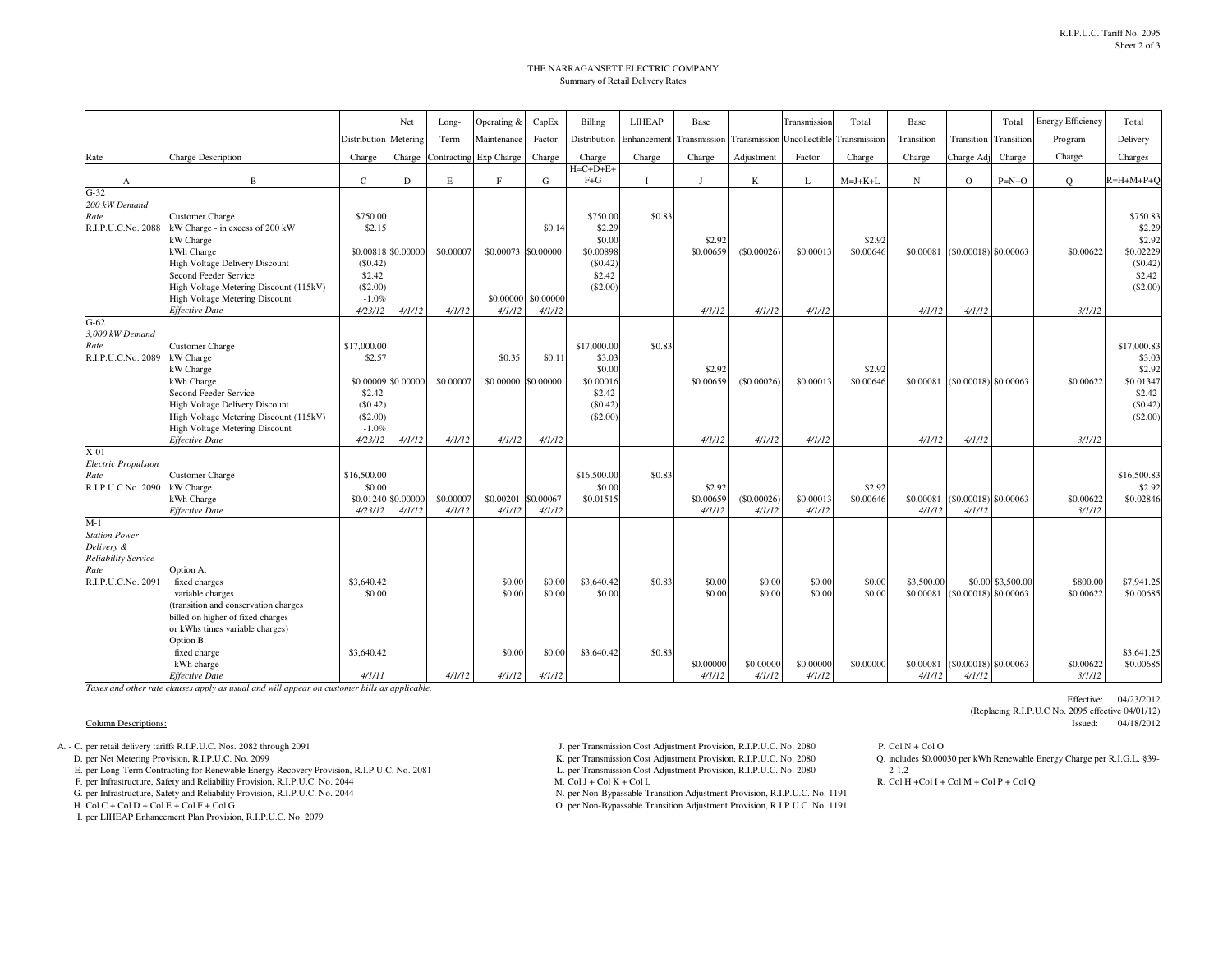R.I.P.U.C. Tariff No. 2095

THE NARRAGANSETT ELECTRIC COMPANY
Summary of Retail Delivery Rates

| Rate | Charge Description | Distribution Charge | Net Metering Charge | Long-Term Contracting | Operating & Maintenance Exp Charge | CapEx Factor Charge | Billing Distribution Charge | LIHEAP Enhancement Charge | Base Transmission Charge | Transmission Adjustment | Transmission Uncollectible Factor | Total Transmission Charge | Base Transition Charge | Transition Charge Adj | Total Transition Charge | Energy Efficiency Program Charge | Total Delivery Charges |
|---|---|---|---|---|---|---|---|---|---|---|---|---|---|---|---|---|---|
| A | B | C | D | E | F | G | H=C+D+E+F+G | I | J | K | L | M=J+K+L | N | O | P=N+O | Q | R=H+M+P+Q |
| G-32 | | | | | | | | | | | | | | | | | |
| *200 kW Demand Rate* | Customer Charge | $750.00 | | | | | $750.00 | $0.83 | | | | | | | | | $750.83 |
| R.I.P.U.C.No. 2088 | kW Charge - in excess of 200 kW | $2.15 | | | | $0.14 | $2.29 | | | | | | | | | | $2.29 |
| | kW Charge | | | | | | $0.00 | | $2.92 | | | $2.92 | | | | | $2.92 |
| | kWh Charge | $0.00818 | $0.00000 | $0.00007 | $0.00073 | $0.00000 | $0.00898 | | $0.00659 | ($0.00026) | $0.00013 | $0.00646 | $0.00081 | ($0.00018) | $0.00063 | $0.00622 | $0.02229 |
| | High Voltage Delivery Discount | ($0.42) | | | | | ($0.42) | | | | | | | | | | ($0.42) |
| | Second Feeder Service | $2.42 | | | | | $2.42 | | | | | | | | | | $2.42 |
| | High Voltage Metering Discount (115kV) | ($2.00) | | | | | ($2.00) | | | | | | | | | | ($2.00) |
| | High Voltage Metering Discount | -1.0% | | | $0.00000 | $0.00000 | | | | | | | | | | | |
| | *Effective Date* | *4/23/12* | *4/1/12* | *4/1/12* | *4/1/12* | *4/1/12* | | | *4/1/12* | *4/1/12* | *4/1/12* | | *4/1/12* | *4/1/12* | | *3/1/12* | |
| G-62 | | | | | | | | | | | | | | | | | |
| *3,000 kW Demand Rate* | Customer Charge | $17,000.00 | | | | | $17,000.00 | $0.83 | | | | | | | | | $17,000.83 |
| R.I.P.U.C.No. 2089 | kW Charge | $2.57 | | | $0.35 | $0.11 | $3.03 | | | | | | | | | | $3.03 |
| | kW Charge | | | | | | $0.00 | | $2.92 | | | $2.92 | | | | | $2.92 |
| | kWh Charge | $0.00009 | $0.00000 | $0.00007 | $0.00000 | $0.00000 | $0.00016 | | $0.00659 | ($0.00026) | $0.00013 | $0.00646 | $0.00081 | ($0.00018) | $0.00063 | $0.00622 | $0.01347 |
| | Second Feeder Service | $2.42 | | | | | $2.42 | | | | | | | | | | $2.42 |
| | High Voltage Delivery Discount | ($0.42) | | | | | ($0.42) | | | | | | | | | | ($0.42) |
| | High Voltage Metering Discount (115kV) | ($2.00) | | | | | ($2.00) | | | | | | | | | | ($2.00) |
| | High Voltage Metering Discount | -1.0% | | | | | | | | | | | | | | | |
| | *Effective Date* | *4/23/12* | *4/1/12* | *4/1/12* | *4/1/12* | *4/1/12* | | | *4/1/12* | *4/1/12* | *4/1/12* | | *4/1/12* | *4/1/12* | | *3/1/12* | |
| X-01 | | | | | | | | | | | | | | | | | |
| *Electric Propulsion Rate* | Customer Charge | $16,500.00 | | | | | $16,500.00 | $0.83 | | | | | | | | | $16,500.83 |
| R.I.P.U.C.No. 2090 | kW Charge | $0.00 | | | | | $0.00 | | $2.92 | | | $2.92 | | | | | $2.92 |
| | kWh Charge | $0.01240 | $0.00000 | $0.00007 | $0.00201 | $0.00067 | $0.01515 | | $0.00659 | ($0.00026) | $0.00013 | $0.00646 | $0.00081 | ($0.00018) | $0.00063 | $0.00622 | $0.02846 |
| | *Effective Date* | *4/23/12* | *4/1/12* | *4/1/12* | *4/1/12* | *4/1/12* | | | *4/1/12* | *4/1/12* | *4/1/12* | | *4/1/12* | *4/1/12* | | *3/1/12* | |
| M-1 | | | | | | | | | | | | | | | | | |
| *Station Power Delivery & Reliability Service Rate* | Option A: | | | | | | | | | | | | | | | | |
| R.I.P.U.C.No. 2091 | fixed charges | $3,640.42 | | | $0.00 | $0.00 | $3,640.42 | $0.83 | $0.00 | $0.00 | $0.00 | $0.00 | $3,500.00 | $0.00 | $3,500.00 | $800.00 | $7,941.25 |
| | variable charges | $0.00 | | | $0.00 | $0.00 | $0.00 | | $0.00 | $0.00 | $0.00 | $0.00 | $0.00081 | ($0.00018) | $0.00063 | $0.00622 | $0.00685 |
| | (transition and conservation charges billed on higher of fixed charges or kWhs times variable charges) | | | | | | | | | | | | | | | | |
| | Option B: | | | | | | | | | | | | | | | | |
| | fixed charge | $3,640.42 | | | $0.00 | $0.00 | $3,640.42 | $0.83 | | | | | | | | | $3,641.25 |
| | kWh charge | | | | | | | | $0.00000 | $0.00000 | $0.00000 | $0.00000 | $0.00081 | ($0.00018) | $0.00063 | $0.00622 | $0.00685 |
| | *Effective Date* | *4/1/11* | | *4/1/12* | *4/1/12* | *4/1/12* | | | *4/1/12* | *4/1/12* | *4/1/12* | | *4/1/12* | *4/1/12* | | *3/1/12* | |

*Taxes and other rate clauses apply as usual and will appear on customer bills as applicable.*

Effective: 04/23/2012
(Replacing R.I.P.U.C No. 2095 effective 04/01/12)
Issued: 04/18/2012

Column Descriptions:

A. - C. per retail delivery tariffs R.I.P.U.C. Nos. 2082 through 2091
D. per Net Metering Provision, R.I.P.U.C. No. 2099
E. per Long-Term Contracting for Renewable Energy Recovery Provision, R.I.P.U.C. No. 2081
F. per Infrastructure, Safety and Reliability Provision, R.I.P.U.C. No. 2044
G. per Infrastructure, Safety and Reliability Provision, R.I.P.U.C. No. 2044
H. Col C + Col D + Col E + Col F + Col G
I. per LIHEAP Enhancement Plan Provision, R.I.P.U.C. No. 2079
J. per Transmission Cost Adjustment Provision, R.I.P.U.C. No. 2080
K. per Transmission Cost Adjustment Provision, R.I.P.U.C. No. 2080
L. per Transmission Cost Adjustment Provision, R.I.P.U.C. No. 2080
M. Col J + Col K + Col L
N. per Non-Bypassable Transition Adjustment Provision, R.I.P.U.C. No. 1191
O. per Non-Bypassable Transition Adjustment Provision, R.I.P.U.C. No. 1191
P. Col N + Col O
Q. includes $0.00030 per kWh Renewable Energy Charge per R.I.G.L. §39-2-1.2
R. Col H +Col I + Col M + Col P + Col Q